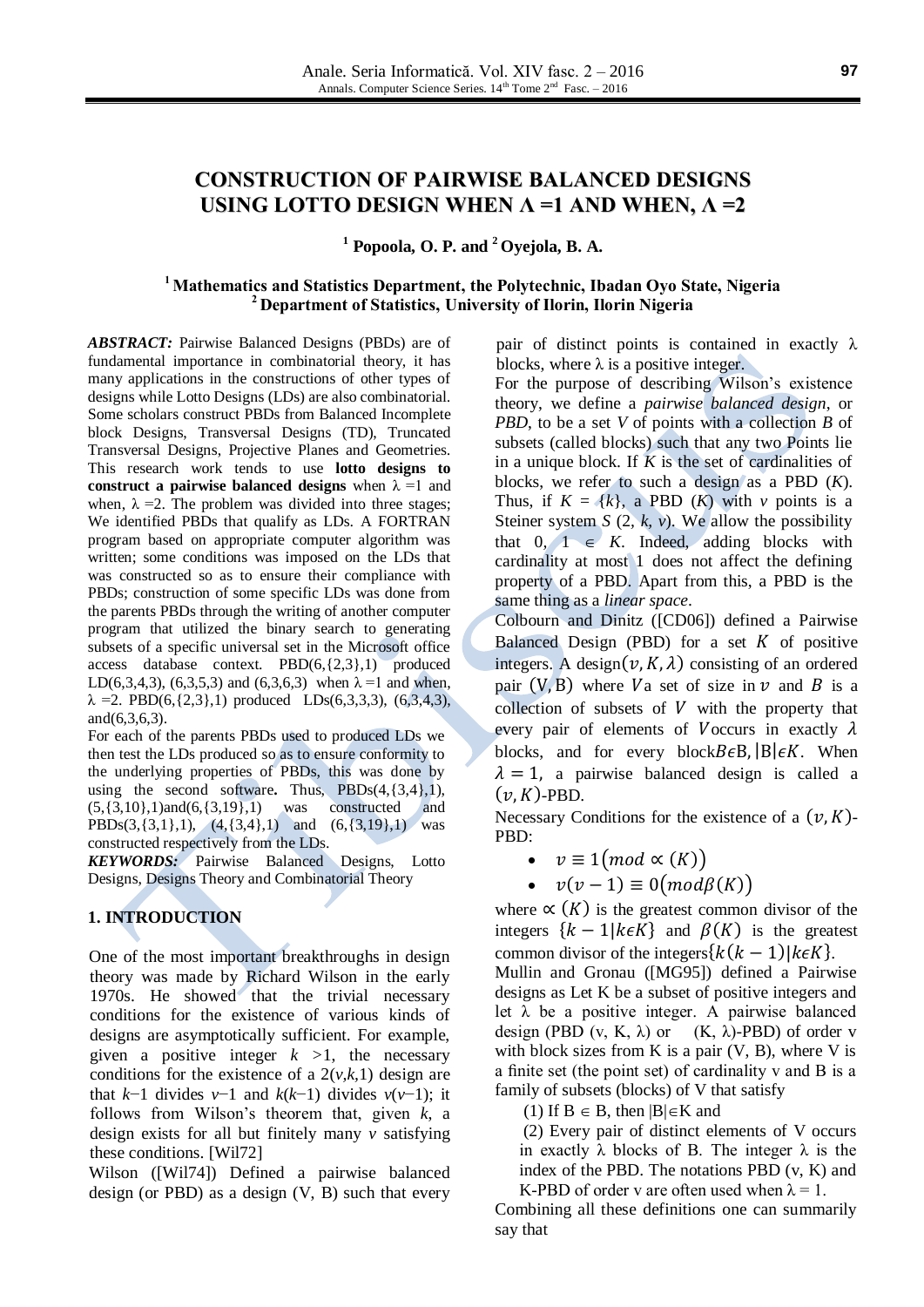# CONSTRUCTION OF PAIRWISE BALANCED DESIGNS USING LOTTO DESIGN WHEN Λ =1 AND WHEN, Λ =2

**[1] Popoola, O. P. and [2] Oyejola, B. A.**

**[1] Mathematics and Statistics Department, the Polytechnic, Ibadan Oyo State, Nigeria**
**[2] Department of Statistics, University of Ilorin, Ilorin Nigeria**

***ABSTRACT:*** Pairwise Balanced Designs (PBDs) are of fundamental importance in combinatorial theory, it has many applications in the constructions of other types of designs while Lotto Designs (LDs) are also combinatorial. Some scholars construct PBDs from Balanced Incomplete block Designs, Transversal Designs (TD), Truncated Transversal Designs, Projective Planes and Geometries. This research work tends to use **lotto designs to construct a pairwise balanced designs** when λ =1 and when, λ =2. The problem was divided into three stages; We identified PBDs that qualify as LDs. A FORTRAN program based on appropriate computer algorithm was written; some conditions was imposed on the LDs that was constructed so as to ensure their compliance with PBDs; construction of some specific LDs was done from the parents PBDs through the writing of another computer program that utilized the binary search to generating subsets of a specific universal set in the Microsoft office access database context. PBD(6,{2,3},1) produced LD(6,3,4,3), (6,3,5,3) and (6,3,6,3) when λ =1 and when, λ =2. PBD(6,{2,3},1) produced LDs(6,3,3,3), (6,3,4,3), and(6,3,6,3).

For each of the parents PBDs used to produced LDs we then test the LDs produced so as to ensure conformity to the underlying properties of PBDs, this was done by using the second software**.** Thus, PBDs(4,{3,4},1), (5,{3,10},1)and(6,{3,19},1) was constructed and PBDs(3,{3,1},1), (4,{3,4},1) and (6,{3,19},1) was constructed respectively from the LDs.

***KEYWORDS:*** Pairwise Balanced Designs, Lotto Designs, Designs Theory and Combinatorial Theory

## 1. INTRODUCTION

One of the most important breakthroughs in design theory was made by Richard Wilson in the early 1970s. He showed that the trivial necessary conditions for the existence of various kinds of designs are asymptotically sufficient. For example, given a positive integer $k > 1$, the necessary conditions for the existence of a $2(v,k,1)$ design are that $k-1$ divides $v-1$ and $k(k-1)$ divides $v(v-1)$; it follows from Wilson's theorem that, given $k$, a design exists for all but finitely many $v$ satisfying these conditions. [Wil72]

Wilson ([Wil74]) Defined a pairwise balanced design (or PBD) as a design (V, B) such that every pair of distinct points is contained in exactly λ blocks, where λ is a positive integer.

For the purpose of describing Wilson's existence theory, we define a *pairwise balanced design*, or *PBD*, to be a set *V* of points with a collection *B* of subsets (called blocks) such that any two Points lie in a unique block. If *K* is the set of cardinalities of blocks, we refer to such a design as a PBD (*K*). Thus, if $K = \{k\}$, a PBD (*K*) with *v* points is a Steiner system *S* (2, *k*, *v*). We allow the possibility that $0, 1 \in K$. Indeed, adding blocks with cardinality at most 1 does not affect the defining property of a PBD. Apart from this, a PBD is the same thing as a *linear space*.

Colbourn and Dinitz ([CD06]) defined a Pairwise Balanced Design (PBD) for a set $K$ of positive integers. A design$(v, K, \lambda)$ consisting of an ordered pair $(V, B)$ where $V$a set of size in $v$ and $B$ is a collection of subsets of $V$ with the property that every pair of elements of $V$occurs in exactly $\lambda$ blocks, and for every block$B\epsilon$B, $|B|\epsilon K$. When $\lambda = 1$, a pairwise balanced design is called a $(v, K)$-PBD.

Necessary Conditions for the existence of a $(v, K)$-PBD:

- $v \equiv 1(mod \propto (K))$
- $v(v-1) \equiv 0(mod\beta(K))$

where $\propto (K)$ is the greatest common divisor of the integers $\{k-1|k\epsilon K\}$ and $\beta(K)$ is the greatest common divisor of the integers$\{k(k-1)|k\epsilon K\}$.

Mullin and Gronau ([MG95]) defined a Pairwise designs as Let K be a subset of positive integers and let λ be a positive integer. A pairwise balanced design (PBD (v, K, λ) or (K, λ)-PBD) of order v with block sizes from K is a pair (V, B), where V is a finite set (the point set) of cardinality v and B is a family of subsets (blocks) of V that satisfy

(1) If $B \in$ B, then $|B| \in K$ and

(2) Every pair of distinct elements of V occurs in exactly λ blocks of B. The integer λ is the index of the PBD. The notations PBD (v, K) and K-PBD of order v are often used when λ = 1.

Combining all these definitions one can summarily say that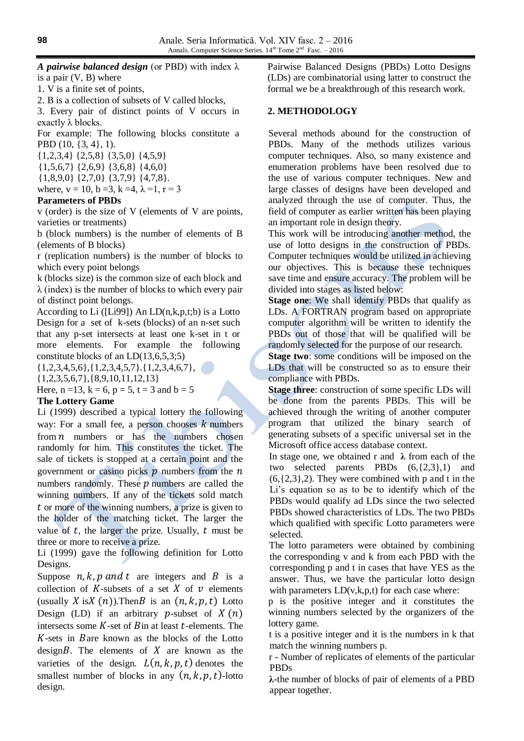***A pairwise balanced design*** (or PBD) with index λ is a pair (V, B) where

1. V is a finite set of points,
2. B is a collection of subsets of V called blocks,
3. Every pair of distinct points of V occurs in exactly λ blocks.

For example: The following blocks constitute a PBD (10, {3, 4}, 1).

{1,2,3,4} {2,5,8} {3,5,0} {4,5,9}
{1,5,6,7} {2,6,9} {3,6,8} {4,6,0}
{1,8,9,0} {2,7,0} {3,7,9} {4,7,8}.

where, v = 10, b =3, k =4, λ =1, r = 3

**Parameters of PBDs**

v (order) is the size of V (elements of V are points, varieties or treatments)

b (block numbers) is the number of elements of B (elements of B blocks)

r (replication numbers) is the number of blocks to which every point belongs

k (blocks size) is the common size of each block and λ (index) is the number of blocks to which every pair of distinct point belongs.

According to Li ([Li99]) An LD(n,k,p,t;b) is a Lotto Design for a set of k-sets (blocks) of an n-set such that any p-set intersects at least one k-set in t or more elements. For example the following constitute blocks of an LD(13,6,5,3;5)

{1,2,3,4,5,6},{1,2,3,4,5,7}.{1,2,3,4,6,7},
{1,2,3,5,6,7},{8,9,10,11,12,13}

Here, n =13, k = 6, p = 5, t = 3 and b = 5

**The Lottery Game**

Li (1999) described a typical lottery the following way: For a small fee, a person chooses $k$ numbers from $n$ numbers or has the numbers chosen randomly for him. This constitutes the ticket. The sale of tickets is stopped at a certain point and the government or casino picks $p$ numbers from the $n$ numbers randomly. These $p$ numbers are called the winning numbers. If any of the tickets sold match $t$ or more of the winning numbers, a prize is given to the holder of the matching ticket. The larger the value of $t$, the larger the prize. Usually, $t$ must be three or more to receive a prize.

Li (1999) gave the following definition for Lotto Designs.

Suppose $n, k, p$ and $t$ are integers and $B$ is a collection of $K$-subsets of a set $X$ of $v$ elements (usually $X$ is$X\ (n)$).Then$B$ is an $(n, k, p, t)$ Lotto Design (LD) if an arbitrary $p$-subset of $X\ (n)$ intersects some $K$-set of $B$in at least $t$-elements. The $K$-sets in $B$are known as the blocks of the Lotto design$B$. The elements of $X$ are known as the varieties of the design. $L(n, k, p, t)$ denotes the smallest number of blocks in any $(n, k, p, t)$-lotto design.

Pairwise Balanced Designs (PBDs) Lotto Designs (LDs) are combinatorial using latter to construct the formal we be a breakthrough of this research work.

## 2. METHODOLOGY

Several methods abound for the construction of PBDs. Many of the methods utilizes various computer techniques. Also, so many existence and enumeration problems have been resolved due to the use of various computer techniques. New and large classes of designs have been developed and analyzed through the use of computer. Thus, the field of computer as earlier written has been playing an important role in design theory.

This work will be introducing another method, the use of lotto designs in the construction of PBDs. Computer techniques would be utilized in achieving our objectives. This is because these techniques save time and ensure accuracy. The problem will be divided into stages as listed below:

**Stage one**: We shall identify PBDs that qualify as LDs. A FORTRAN program based on appropriate computer algorithm will be written to identify the PBDs out of those that will be qualified will be randomly selected for the purpose of our research.

**Stage two**: some conditions will be imposed on the LDs that will be constructed so as to ensure their compliance with PBDs.

**Stage three**: construction of some specific LDs will be done from the parents PBDs. This will be achieved through the writing of another computer program that utilized the binary search of generating subsets of a specific universal set in the Microsoft office access database context.

In stage one, we obtained r and **λ** from each of the two selected parents PBDs (6,{2,3},1) and (6,{2,3},2). They were combined with p and t in the Li's equation so as to be to identify which of the PBDs would qualify ad LDs since the two selected PBDs showed characteristics of LDs. The two PBDs which qualified with specific Lotto parameters were selected.

The lotto parameters were obtained by combining the corresponding v and k from each PBD with the corresponding p and t in cases that have YES as the answer. Thus, we have the particular lotto design with parameters LD(v,k,p,t) for each case where:

p is the positive integer and it constitutes the winning numbers selected by the organizers of the lottery game.

t is a positive integer and it is the numbers in k that match the winning numbers p.

r - Number of replicates of elements of the particular PBDs

**λ**-the number of blocks of pair of elements of a PBD appear together.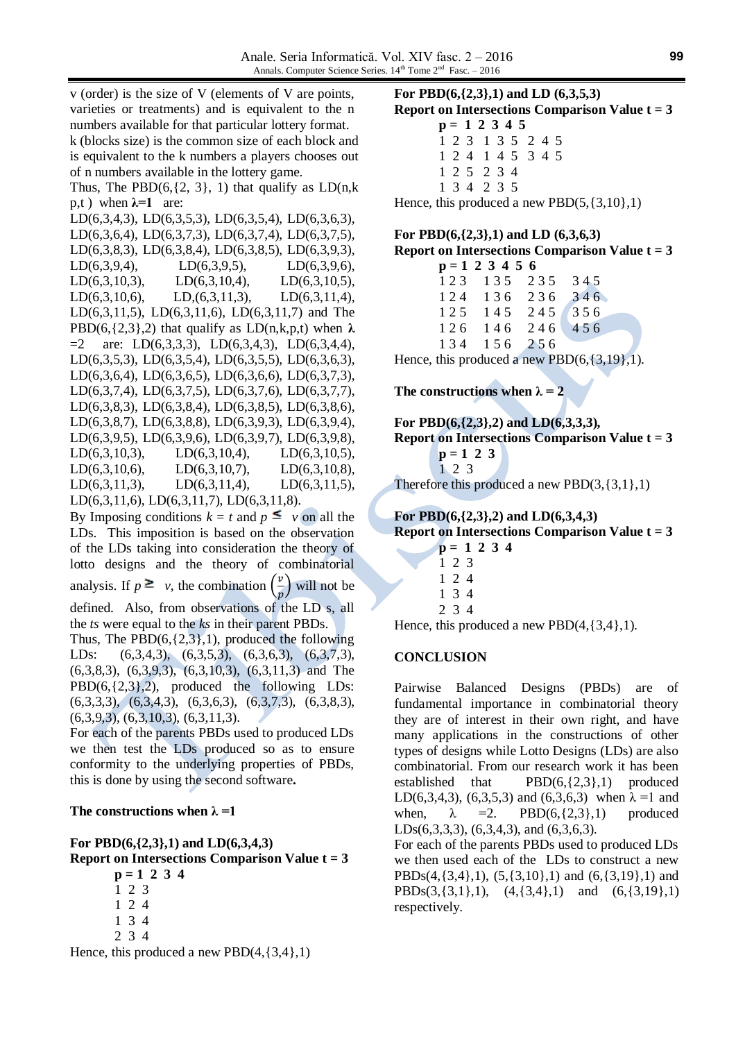v (order) is the size of V (elements of V are points, varieties or treatments) and is equivalent to the n numbers available for that particular lottery format.
k (blocks size) is the common size of each block and is equivalent to the k numbers a players chooses out of n numbers available in the lottery game.
Thus, The PBD(6,{2, 3}, 1) that qualify as LD(n,k p,t ) when **λ=1** are:
LD(6,3,4,3), LD(6,3,5,3), LD(6,3,5,4), LD(6,3,6,3), LD(6,3,6,4), LD(6,3,7,3), LD(6,3,7,4), LD(6,3,7,5), LD(6,3,8,3), LD(6,3,8,4), LD(6,3,8,5), LD(6,3,9,3), LD(6,3,9,4), LD(6,3,9,5), LD(6,3,9,6), LD(6,3,10,3), LD(6,3,10,4), LD(6,3,10,5), LD(6,3,10,6), LD,(6,3,11,3), LD(6,3,11,4), LD(6,3,11,5), LD(6,3,11,6), LD(6,3,11,7) and The PBD(6,{2,3},2) that qualify as LD(n,k,p,t) when **λ** =2 are: LD(6,3,3,3), LD(6,3,4,3), LD(6,3,4,4), LD(6,3,5,3), LD(6,3,5,4), LD(6,3,5,5), LD(6,3,6,3), LD(6,3,6,4), LD(6,3,6,5), LD(6,3,6,6), LD(6,3,7,3), LD(6,3,7,4), LD(6,3,7,5), LD(6,3,7,6), LD(6,3,7,7), LD(6,3,8,3), LD(6,3,8,4), LD(6,3,8,5), LD(6,3,8,6), LD(6,3,8,7), LD(6,3,8,8), LD(6,3,9,3), LD(6,3,9,4), LD(6,3,9,5), LD(6,3,9,6), LD(6,3,9,7), LD(6,3,9,8), LD(6,3,10,3), LD(6,3,10,4), LD(6,3,10,5), LD(6,3,10,6), LD(6,3,10,7), LD(6,3,10,8), LD(6,3,11,3), LD(6,3,11,4), LD(6,3,11,5), LD(6,3,11,6), LD(6,3,11,7), LD(6,3,11,8).
By Imposing conditions $k = t$ and $p \leq v$ on all the LDs. This imposition is based on the observation of the LDs taking into consideration the theory of lotto designs and the theory of combinatorial analysis. If $p \geq v$, the combination $\binom{v}{p}$ will not be defined. Also, from observations of the LD s, all the *ts* were equal to the *ks* in their parent PBDs.
Thus, The PBD(6,{2,3},1), produced the following LDs: (6,3,4,3), (6,3,5,3), (6,3,6,3), (6,3,7,3), (6,3,8,3), (6,3,9,3), (6,3,10,3), (6,3,11,3) and The PBD(6,{2,3},2), produced the following LDs: (6,3,3,3), (6,3,4,3), (6,3,6,3), (6,3,7,3), (6,3,8,3), (6,3,9,3), (6,3,10,3), (6,3,11,3).
For each of the parents PBDs used to produced LDs we then test the LDs produced so as to ensure conformity to the underlying properties of PBDs, this is done by using the second software**.**

**The constructions when λ =1**

**For PBD(6,{2,3},1) and LD(6,3,4,3)**
**Report on Intersections Comparison Value t = 3**

**p = 1 2 3 4**
1 2 3
1 2 4
1 3 4
2 3 4

Hence, this produced a new PBD(4,{3,4},1)

**For PBD(6,{2,3},1) and LD (6,3,5,3)**
**Report on Intersections Comparison Value t = 3**

**p = 1 2 3 4 5**
1 2 3 1 3 5 2 4 5
1 2 4 1 4 5 3 4 5
1 2 5 2 3 4
1 3 4 2 3 5

Hence, this produced a new PBD(5,{3,10},1)

**For PBD(6,{2,3},1) and LD (6,3,6,3)**
**Report on Intersections Comparison Value t = 3**

**p = 1 2 3 4 5 6**
1 2 3 1 3 5 2 3 5 3 4 5
1 2 4 1 3 6 2 3 6 3 4 6
1 2 5 1 4 5 2 4 5 3 5 6
1 2 6 1 4 6 2 4 6 4 5 6
1 3 4 1 5 6 2 5 6

Hence, this produced a new PBD(6,{3,19},1).

**The constructions when λ = 2**

**For PBD(6,{2,3},2) and LD(6,3,3,3),**
**Report on Intersections Comparison Value t = 3**

**p = 1 2 3**
1 2 3

Therefore this produced a new PBD(3,{3,1},1)

**For PBD(6,{2,3},2) and LD(6,3,4,3)**
**Report on Intersections Comparison Value t = 3**

**p = 1 2 3 4**
1 2 3
1 2 4
1 3 4
2 3 4

Hence, this produced a new PBD(4,{3,4},1).

## CONCLUSION

Pairwise Balanced Designs (PBDs) are of fundamental importance in combinatorial theory they are of interest in their own right, and have many applications in the constructions of other types of designs while Lotto Designs (LDs) are also combinatorial. From our research work it has been established that PBD(6,{2,3},1) produced LD(6,3,4,3), (6,3,5,3) and (6,3,6,3) when λ =1 and when, λ =2. PBD(6,{2,3},1) produced LDs(6,3,3,3), (6,3,4,3), and (6,3,6,3).
For each of the parents PBDs used to produced LDs we then used each of the LDs to construct a new PBDs(4,{3,4},1), (5,{3,10},1) and (6,{3,19},1) and PBDs(3,{3,1},1), (4,{3,4},1) and (6,{3,19},1) respectively.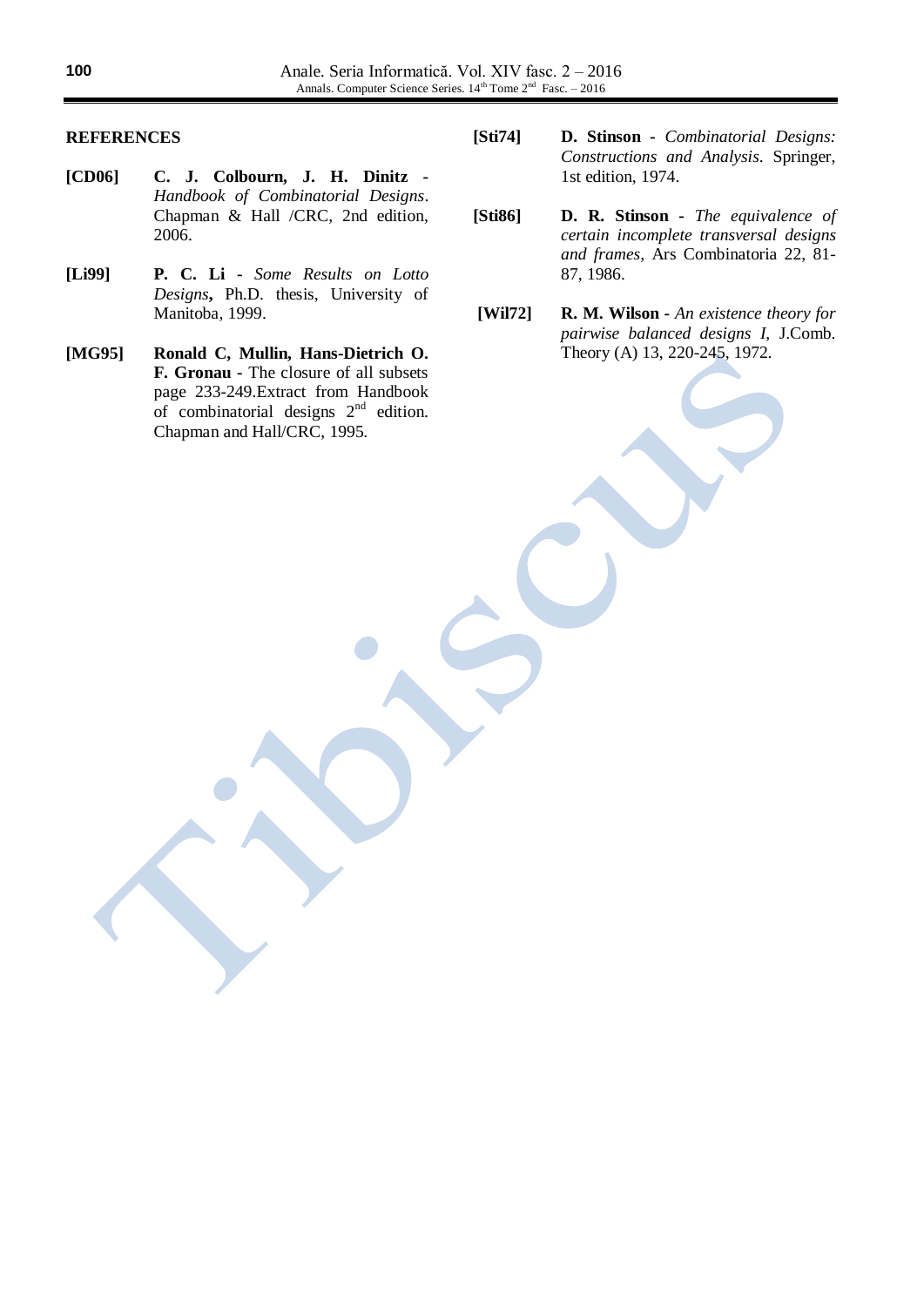## REFERENCES

**[CD06]** **C. J. Colbourn, J. H. Dinitz** - *Handbook of Combinatorial Designs*. Chapman & Hall /CRC, 2nd edition, 2006.

**[Li99]** **P. C. Li** - *Some Results on Lotto Designs***,** Ph.D. thesis, University of Manitoba, 1999.

**[MG95]** **Ronald C, Mullin, Hans-Dietrich O. F. Gronau** - The closure of all subsets page 233-249.Extract from Handbook of combinatorial designs 2nd edition. Chapman and Hall/CRC, 1995.

**[Sti74]** **D. Stinson** - *Combinatorial Designs: Constructions and Analysis.* Springer, 1st edition, 1974.

**[Sti86]** **D. R. Stinson** - *The equivalence of certain incomplete transversal designs and frames*, Ars Combinatoria 22, 81-87, 1986.

**[Wil72]** **R. M. Wilson** - *An existence theory for pairwise balanced designs I,* J.Comb. Theory (A) 13, 220-245, 1972.